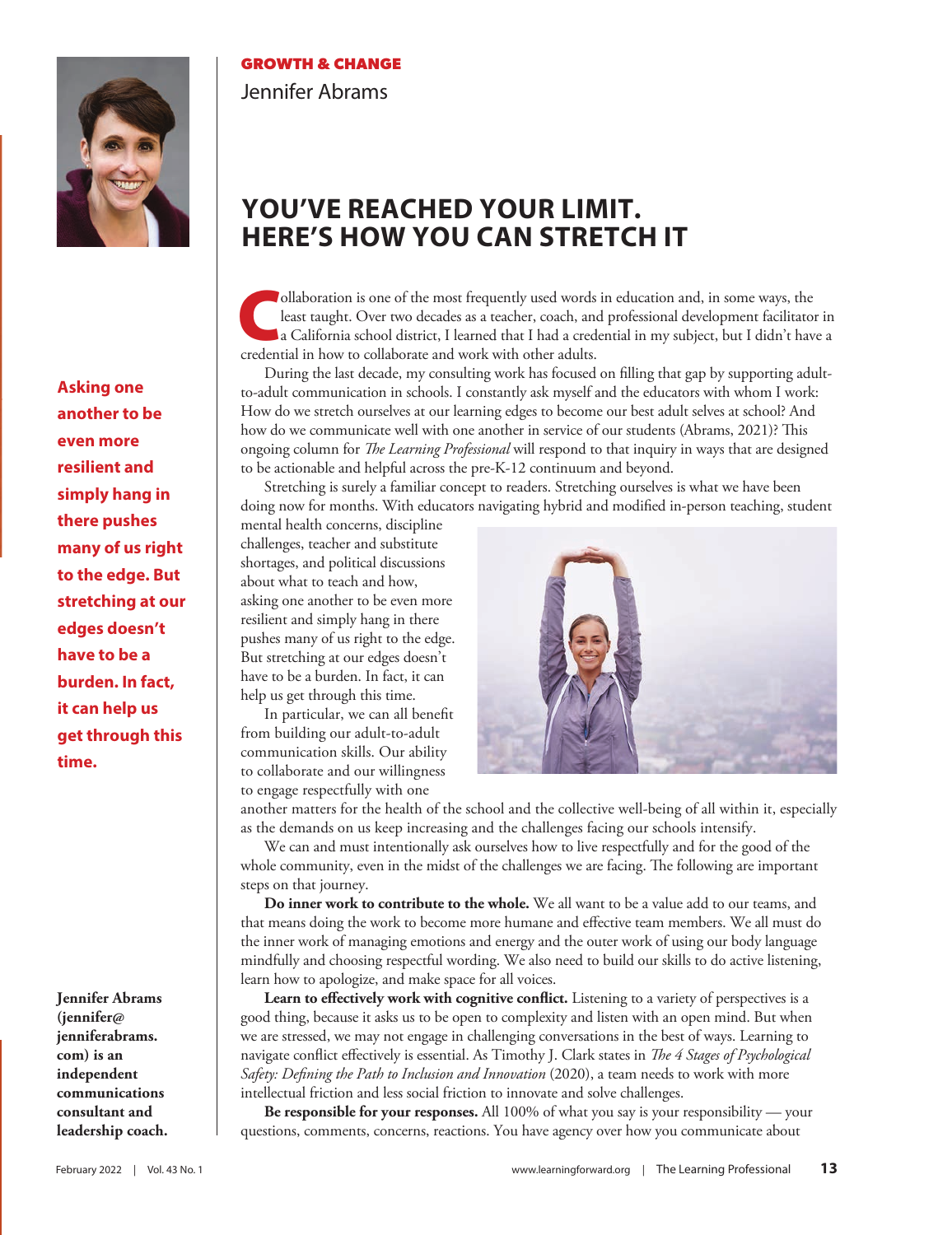GROWTH & CHANGE

Jennifer Abrams

# YOU'VE REACHED YOUR LIMIT. HERE'S HOW YOU CAN STRETCH IT

Collaboration is one of the most frequently used words in education and, in some ways, the least taught. Over two decades as a teacher, coach, and professional development facilitator in a California school district, I learned that I had a credential in my subject, but I didn't have a credential in how to collaborate and work with other adults.

During the last decade, my consulting work has focused on filling that gap by supporting adult-to-adult communication in schools. I constantly ask myself and the educators with whom I work: How do we stretch ourselves at our learning edges to become our best adult selves at school? And how do we communicate well with one another in service of our students (Abrams, 2021)? This ongoing column for *The Learning Professional* will respond to that inquiry in ways that are designed to be actionable and helpful across the pre-K-12 continuum and beyond.

Stretching is surely a familiar concept to readers. Stretching ourselves is what we have been doing now for months. With educators navigating hybrid and modified in-person teaching, student mental health concerns, discipline challenges, teacher and substitute shortages, and political discussions about what to teach and how, asking one another to be even more resilient and simply hang in there pushes many of us right to the edge. But stretching at our edges doesn't have to be a burden. In fact, it can help us get through this time.

**Asking one another to be even more resilient and simply hang in there pushes many of us right to the edge. But stretching at our edges doesn't have to be a burden. In fact, it can help us get through this time.**

In particular, we can all benefit from building our adult-to-adult communication skills. Our ability to collaborate and our willingness to engage respectfully with one another matters for the health of the school and the collective well-being of all within it, especially as the demands on us keep increasing and the challenges facing our schools intensify.

We can and must intentionally ask ourselves how to live respectfully and for the good of the whole community, even in the midst of the challenges we are facing. The following are important steps on that journey.

**Do inner work to contribute to the whole.** We all want to be a value add to our teams, and that means doing the work to become more humane and effective team members. We all must do the inner work of managing emotions and energy and the outer work of using our body language mindfully and choosing respectful wording. We also need to build our skills to do active listening, learn how to apologize, and make space for all voices.

**Learn to effectively work with cognitive conflict.** Listening to a variety of perspectives is a good thing, because it asks us to be open to complexity and listen with an open mind. But when we are stressed, we may not engage in challenging conversations in the best of ways. Learning to navigate conflict effectively is essential. As Timothy J. Clark states in *The 4 Stages of Psychological Safety: Defining the Path to Inclusion and Innovation* (2020), a team needs to work with more intellectual friction and less social friction to innovate and solve challenges.

**Be responsible for your responses.** All 100% of what you say is your responsibility — your questions, comments, concerns, reactions. You have agency over how you communicate about

**Jennifer Abrams (jennifer@jenniferabrams.com) is an independent communications consultant and leadership coach.**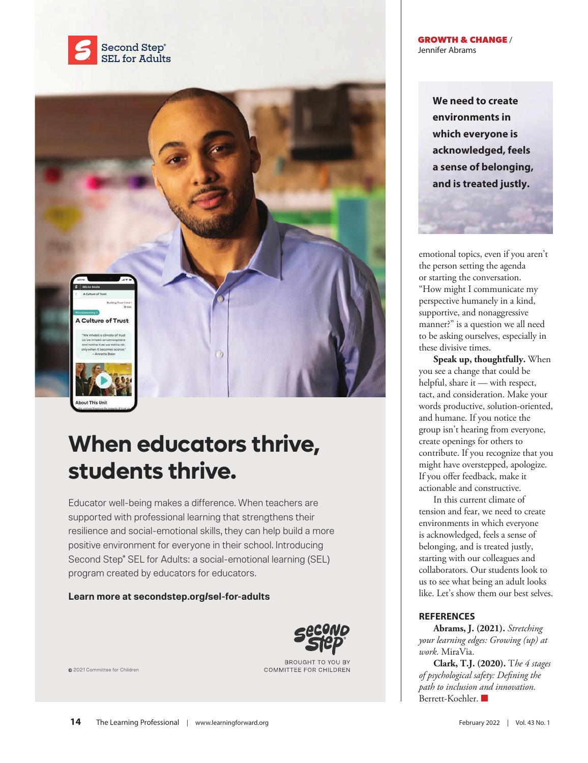Second Step® SEL for Adults

# When educators thrive, students thrive.

Educator well-being makes a difference. When teachers are supported with professional learning that strengthens their resilience and social-emotional skills, they can help build a more positive environment for everyone in their school. Introducing Second Step® SEL for Adults: a social-emotional learning (SEL) program created by educators for educators.

**Learn more at secondstep.org/sel-for-adults**

© 2021 Committee for Children

BROUGHT TO YOU BY COMMITTEE FOR CHILDREN

**GROWTH & CHANGE** / Jennifer Abrams

> **We need to create environments in which everyone is acknowledged, feels a sense of belonging, and is treated justly.**

emotional topics, even if you aren't the person setting the agenda or starting the conversation. "How might I communicate my perspective humanely in a kind, supportive, and nonaggressive manner?" is a question we all need to be asking ourselves, especially in these divisive times.

**Speak up, thoughtfully.** When you see a change that could be helpful, share it — with respect, tact, and consideration. Make your words productive, solution-oriented, and humane. If you notice the group isn't hearing from everyone, create openings for others to contribute. If you recognize that you might have overstepped, apologize. If you offer feedback, make it actionable and constructive.

In this current climate of tension and fear, we need to create environments in which everyone is acknowledged, feels a sense of belonging, and is treated justly, starting with our colleagues and collaborators. Our students look to us to see what being an adult looks like. Let's show them our best selves.

## REFERENCES

**Abrams, J. (2021).** *Stretching your learning edges: Growing (up) at work.* MiraVia.

**Clark, T.J. (2020).** *The 4 stages of psychological safety: Defining the path to inclusion and innovation.* Berrett-Koehler. ■